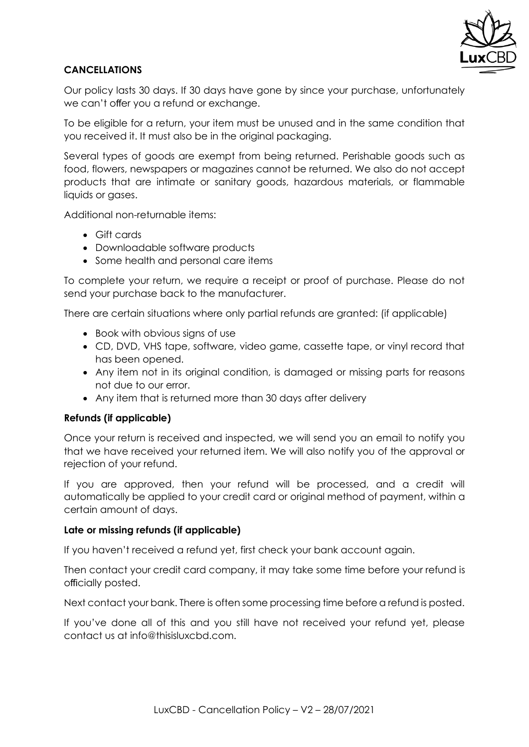**CANCELLATIONS**

Our policy lasts 30 days. If 30 days have gone by since your purchase, unfortunately we can't offer you a refund or exchange.

To be eligible for a return, your item must be unused and in the same condition that you received it. It must also be in the original packaging.

Several types of goods are exempt from being returned. Perishable goods such as food, flowers, newspapers or magazines cannot be returned. We also do not accept products that are intimate or sanitary goods, hazardous materials, or flammable liquids or gases.

Additional non-returnable items:

- Gift cards
- Downloadable software products
- Some health and personal care items

To complete your return, we require a receipt or proof of purchase. Please do not send your purchase back to the manufacturer.

There are certain situations where only partial refunds are granted: (if applicable)

- Book with obvious signs of use
- CD, DVD, VHS tape, software, video game, cassette tape, or vinyl record that has been opened.
- Any item not in its original condition, is damaged or missing parts for reasons not due to our error.
- Any item that is returned more than 30 days after delivery

**Refunds (if applicable)**

Once your return is received and inspected, we will send you an email to notify you that we have received your returned item. We will also notify you of the approval or rejection of your refund.

If you are approved, then your refund will be processed, and a credit will automatically be applied to your credit card or original method of payment, within a certain amount of days.

**Late or missing refunds (if applicable)**

If you haven't received a refund yet, first check your bank account again.

Then contact your credit card company, it may take some time before your refund is officially posted.

Next contact your bank. There is often some processing time before a refund is posted.

If you've done all of this and you still have not received your refund yet, please contact us at info@thisisluxcbd.com.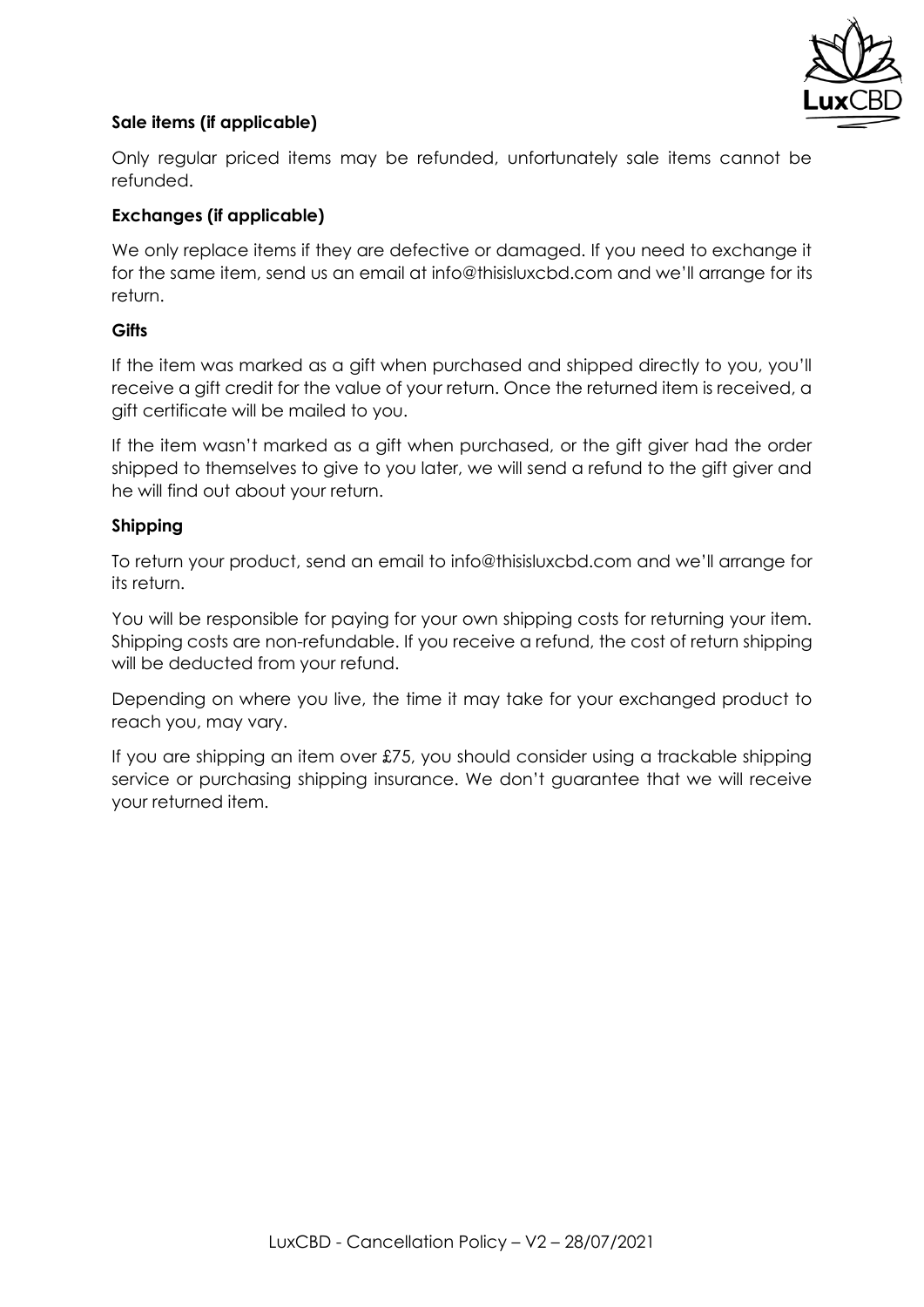**Sale items (if applicable)**

Only regular priced items may be refunded, unfortunately sale items cannot be refunded.

**Exchanges (if applicable)**

We only replace items if they are defective or damaged. If you need to exchange it for the same item, send us an email at info@thisisluxcbd.com and we'll arrange for its return.

**Gifts**

If the item was marked as a gift when purchased and shipped directly to you, you'll receive a gift credit for the value of your return. Once the returned item is received, a gift certificate will be mailed to you.

If the item wasn't marked as a gift when purchased, or the gift giver had the order shipped to themselves to give to you later, we will send a refund to the gift giver and he will find out about your return.

**Shipping**

To return your product, send an email to info@thisisluxcbd.com and we'll arrange for its return.

You will be responsible for paying for your own shipping costs for returning your item. Shipping costs are non-refundable. If you receive a refund, the cost of return shipping will be deducted from your refund.

Depending on where you live, the time it may take for your exchanged product to reach you, may vary.

If you are shipping an item over £75, you should consider using a trackable shipping service or purchasing shipping insurance. We don't guarantee that we will receive your returned item.